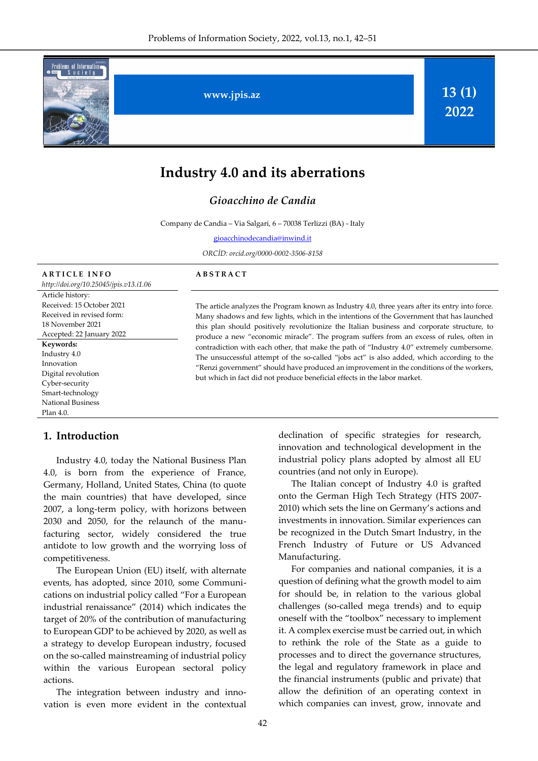# Industry 4.0 and its aberrations

***Gioacchino de Candia***

Company de Candia – Via Salgari, 6 – 70038 Terlizzi (BA) - Italy

gioacchinodecandia@inwind.it

*ORCİD: orcid.org/0000-0002-3506-8158*

**ARTICLE INFO**

*http://doi.org/10.25045/jpis.v13.i1.06*

Article history:
Received: 15 October 2021
Received in revised form: 18 November 2021
Accepted: 22 January 2022

**Keywords:**
Industry 4.0
Innovation
Digital revolution
Cyber-security
Smart-technology
National Business Plan 4.0.

**ABSTRACT**

The article analyzes the Program known as Industry 4.0, three years after its entry into force. Many shadows and few lights, which in the intentions of the Government that has launched this plan should positively revolutionize the Italian business and corporate structure, to produce a new "economic miracle". The program suffers from an excess of rules, often in contradiction with each other, that make the path of "Industry 4.0" extremely cumbersome. The unsuccessful attempt of the so-called "jobs act" is also added, which according to the "Renzi government" should have produced an improvement in the conditions of the workers, but which in fact did not produce beneficial effects in the labor market.

## 1. Introduction

Industry 4.0, today the National Business Plan 4.0, is born from the experience of France, Germany, Holland, United States, China (to quote the main countries) that have developed, since 2007, a long-term policy, with horizons between 2030 and 2050, for the relaunch of the manufacturing sector, widely considered the true antidote to low growth and the worrying loss of competitiveness.

The European Union (EU) itself, with alternate events, has adopted, since 2010, some Communications on industrial policy called "For a European industrial renaissance" (2014) which indicates the target of 20% of the contribution of manufacturing to European GDP to be achieved by 2020, as well as a strategy to develop European industry, focused on the so-called mainstreaming of industrial policy within the various European sectoral policy actions.

The integration between industry and innovation is even more evident in the contextual declination of specific strategies for research, innovation and technological development in the industrial policy plans adopted by almost all EU countries (and not only in Europe).

The Italian concept of Industry 4.0 is grafted onto the German High Tech Strategy (HTS 2007-2010) which sets the line on Germany's actions and investments in innovation. Similar experiences can be recognized in the Dutch Smart Industry, in the French Industry of Future or US Advanced Manufacturing.

For companies and national companies, it is a question of defining what the growth model to aim for should be, in relation to the various global challenges (so-called mega trends) and to equip oneself with the "toolbox" necessary to implement it. A complex exercise must be carried out, in which to rethink the role of the State as a guide to processes and to direct the governance structures, the legal and regulatory framework in place and the financial instruments (public and private) that allow the definition of an operating context in which companies can invest, grow, innovate and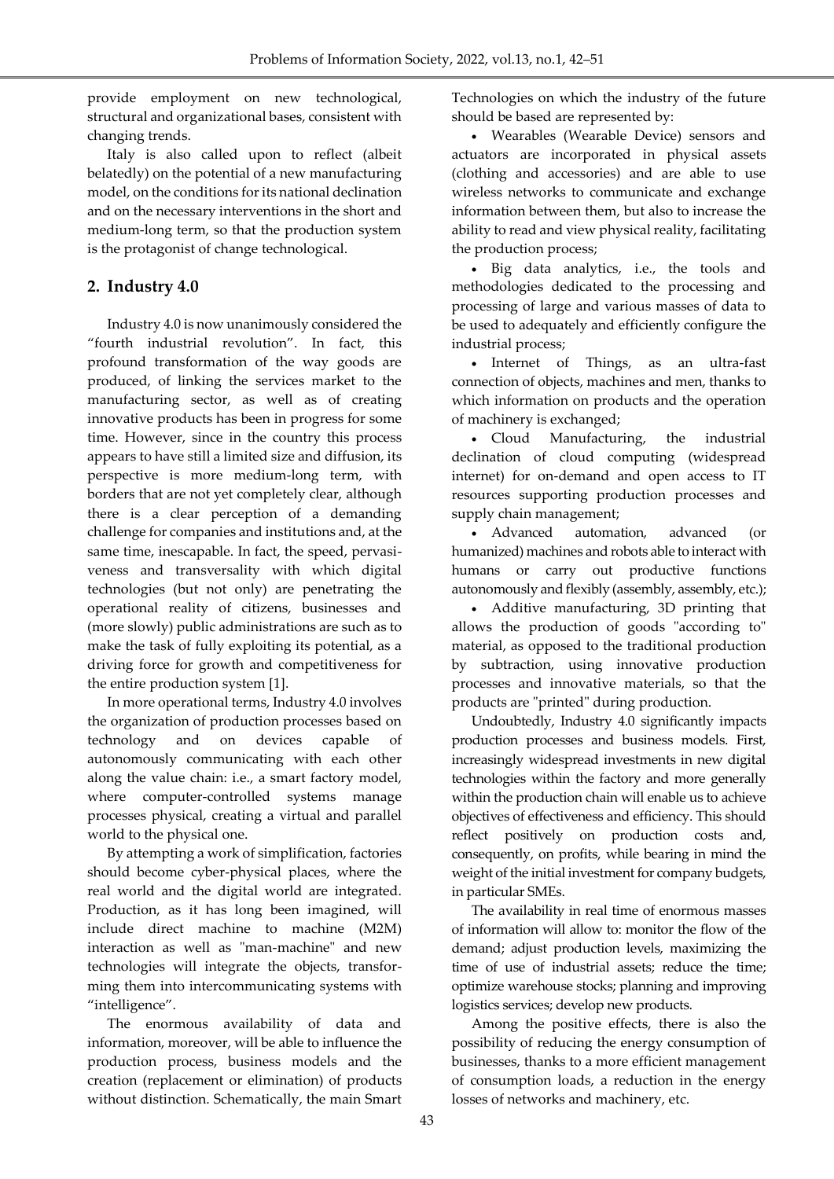provide employment on new technological, structural and organizational bases, consistent with changing trends.

Italy is also called upon to reflect (albeit belatedly) on the potential of a new manufacturing model, on the conditions for its national declination and on the necessary interventions in the short and medium-long term, so that the production system is the protagonist of change technological.

## 2. Industry 4.0

Industry 4.0 is now unanimously considered the "fourth industrial revolution". In fact, this profound transformation of the way goods are produced, of linking the services market to the manufacturing sector, as well as of creating innovative products has been in progress for some time. However, since in the country this process appears to have still a limited size and diffusion, its perspective is more medium-long term, with borders that are not yet completely clear, although there is a clear perception of a demanding challenge for companies and institutions and, at the same time, inescapable. In fact, the speed, pervasiveness and transversality with which digital technologies (but not only) are penetrating the operational reality of citizens, businesses and (more slowly) public administrations are such as to make the task of fully exploiting its potential, as a driving force for growth and competitiveness for the entire production system [1].

In more operational terms, Industry 4.0 involves the organization of production processes based on technology and on devices capable of autonomously communicating with each other along the value chain: i.e., a smart factory model, where computer-controlled systems manage processes physical, creating a virtual and parallel world to the physical one.

By attempting a work of simplification, factories should become cyber-physical places, where the real world and the digital world are integrated. Production, as it has long been imagined, will include direct machine to machine (M2M) interaction as well as "man-machine" and new technologies will integrate the objects, transforming them into intercommunicating systems with "intelligence".

The enormous availability of data and information, moreover, will be able to influence the production process, business models and the creation (replacement or elimination) of products without distinction. Schematically, the main Smart Technologies on which the industry of the future should be based are represented by:

- Wearables (Wearable Device) sensors and actuators are incorporated in physical assets (clothing and accessories) and are able to use wireless networks to communicate and exchange information between them, but also to increase the ability to read and view physical reality, facilitating the production process;
- Big data analytics, i.e., the tools and methodologies dedicated to the processing and processing of large and various masses of data to be used to adequately and efficiently configure the industrial process;
- Internet of Things, as an ultra-fast connection of objects, machines and men, thanks to which information on products and the operation of machinery is exchanged;
- Cloud Manufacturing, the industrial declination of cloud computing (widespread internet) for on-demand and open access to IT resources supporting production processes and supply chain management;
- Advanced automation, advanced (or humanized) machines and robots able to interact with humans or carry out productive functions autonomously and flexibly (assembly, assembly, etc.);
- Additive manufacturing, 3D printing that allows the production of goods "according to" material, as opposed to the traditional production by subtraction, using innovative production processes and innovative materials, so that the products are "printed" during production.

Undoubtedly, Industry 4.0 significantly impacts production processes and business models. First, increasingly widespread investments in new digital technologies within the factory and more generally within the production chain will enable us to achieve objectives of effectiveness and efficiency. This should reflect positively on production costs and, consequently, on profits, while bearing in mind the weight of the initial investment for company budgets, in particular SMEs.

The availability in real time of enormous masses of information will allow to: monitor the flow of the demand; adjust production levels, maximizing the time of use of industrial assets; reduce the time; optimize warehouse stocks; planning and improving logistics services; develop new products.

Among the positive effects, there is also the possibility of reducing the energy consumption of businesses, thanks to a more efficient management of consumption loads, a reduction in the energy losses of networks and machinery, etc.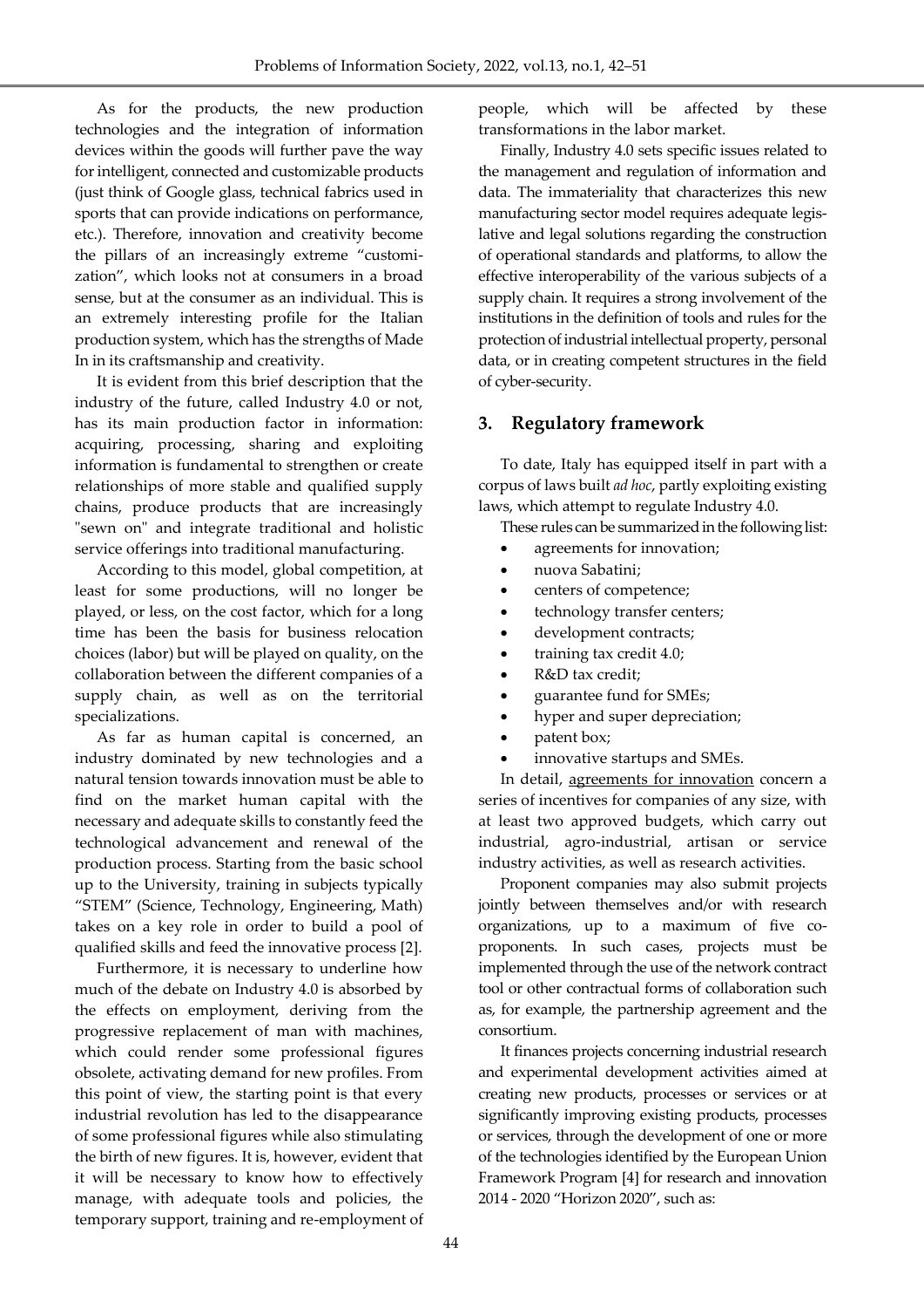As for the products, the new production technologies and the integration of information devices within the goods will further pave the way for intelligent, connected and customizable products (just think of Google glass, technical fabrics used in sports that can provide indications on performance, etc.). Therefore, innovation and creativity become the pillars of an increasingly extreme "customization", which looks not at consumers in a broad sense, but at the consumer as an individual. This is an extremely interesting profile for the Italian production system, which has the strengths of Made In in its craftsmanship and creativity.

It is evident from this brief description that the industry of the future, called Industry 4.0 or not, has its main production factor in information: acquiring, processing, sharing and exploiting information is fundamental to strengthen or create relationships of more stable and qualified supply chains, produce products that are increasingly "sewn on" and integrate traditional and holistic service offerings into traditional manufacturing.

According to this model, global competition, at least for some productions, will no longer be played, or less, on the cost factor, which for a long time has been the basis for business relocation choices (labor) but will be played on quality, on the collaboration between the different companies of a supply chain, as well as on the territorial specializations.

As far as human capital is concerned, an industry dominated by new technologies and a natural tension towards innovation must be able to find on the market human capital with the necessary and adequate skills to constantly feed the technological advancement and renewal of the production process. Starting from the basic school up to the University, training in subjects typically "STEM" (Science, Technology, Engineering, Math) takes on a key role in order to build a pool of qualified skills and feed the innovative process [2].

Furthermore, it is necessary to underline how much of the debate on Industry 4.0 is absorbed by the effects on employment, deriving from the progressive replacement of man with machines, which could render some professional figures obsolete, activating demand for new profiles. From this point of view, the starting point is that every industrial revolution has led to the disappearance of some professional figures while also stimulating the birth of new figures. It is, however, evident that it will be necessary to know how to effectively manage, with adequate tools and policies, the temporary support, training and re-employment of people, which will be affected by these transformations in the labor market.

Finally, Industry 4.0 sets specific issues related to the management and regulation of information and data. The immateriality that characterizes this new manufacturing sector model requires adequate legislative and legal solutions regarding the construction of operational standards and platforms, to allow the effective interoperability of the various subjects of a supply chain. It requires a strong involvement of the institutions in the definition of tools and rules for the protection of industrial intellectual property, personal data, or in creating competent structures in the field of cyber-security.

## 3. Regulatory framework

To date, Italy has equipped itself in part with a corpus of laws built *ad hoc*, partly exploiting existing laws, which attempt to regulate Industry 4.0.

These rules can be summarized in the following list:

- agreements for innovation;
- nuova Sabatini;
- centers of competence;
- technology transfer centers;
- development contracts;
- training tax credit 4.0;
- R&D tax credit;
- guarantee fund for SMEs;
- hyper and super depreciation;
- patent box;
- innovative startups and SMEs.

In detail, agreements for innovation concern a series of incentives for companies of any size, with at least two approved budgets, which carry out industrial, agro-industrial, artisan or service industry activities, as well as research activities.

Proponent companies may also submit projects jointly between themselves and/or with research organizations, up to a maximum of five co-proponents. In such cases, projects must be implemented through the use of the network contract tool or other contractual forms of collaboration such as, for example, the partnership agreement and the consortium.

It finances projects concerning industrial research and experimental development activities aimed at creating new products, processes or services or at significantly improving existing products, processes or services, through the development of one or more of the technologies identified by the European Union Framework Program [4] for research and innovation 2014 - 2020 "Horizon 2020", such as: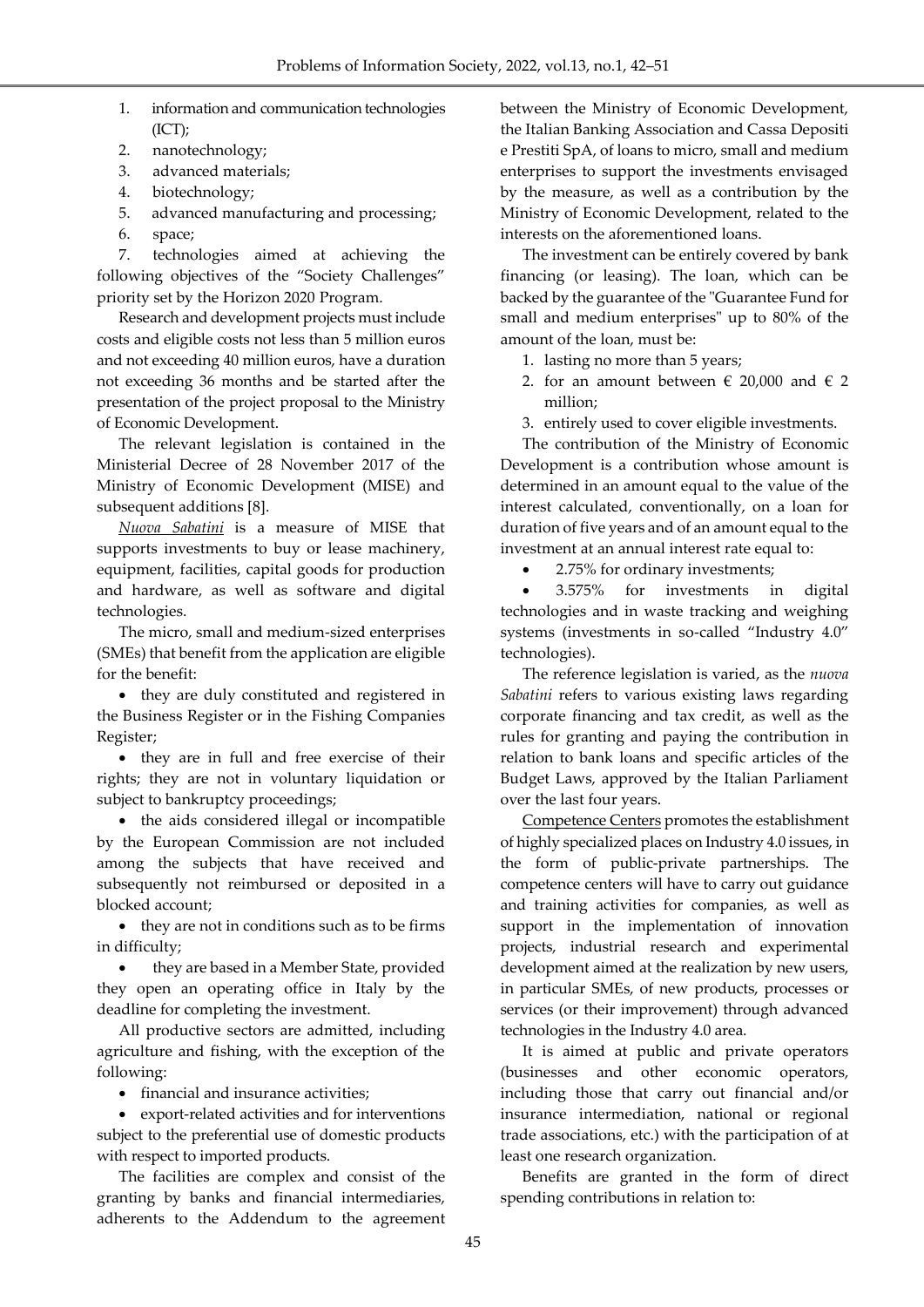1. information and communication technologies (ICT);
2. nanotechnology;
3. advanced materials;
4. biotechnology;
5. advanced manufacturing and processing;
6. space;
7. technologies aimed at achieving the following objectives of the "Society Challenges" priority set by the Horizon 2020 Program.

Research and development projects must include costs and eligible costs not less than 5 million euros and not exceeding 40 million euros, have a duration not exceeding 36 months and be started after the presentation of the project proposal to the Ministry of Economic Development.

The relevant legislation is contained in the Ministerial Decree of 28 November 2017 of the Ministry of Economic Development (MISE) and subsequent additions [8].

*Nuova Sabatini* is a measure of MISE that supports investments to buy or lease machinery, equipment, facilities, capital goods for production and hardware, as well as software and digital technologies.

The micro, small and medium-sized enterprises (SMEs) that benefit from the application are eligible for the benefit:

- they are duly constituted and registered in the Business Register or in the Fishing Companies Register;
- they are in full and free exercise of their rights; they are not in voluntary liquidation or subject to bankruptcy proceedings;
- the aids considered illegal or incompatible by the European Commission are not included among the subjects that have received and subsequently not reimbursed or deposited in a blocked account;
- they are not in conditions such as to be firms in difficulty;
- they are based in a Member State, provided they open an operating office in Italy by the deadline for completing the investment.

All productive sectors are admitted, including agriculture and fishing, with the exception of the following:

- financial and insurance activities;
- export-related activities and for interventions subject to the preferential use of domestic products with respect to imported products.

The facilities are complex and consist of the granting by banks and financial intermediaries, adherents to the Addendum to the agreement between the Ministry of Economic Development, the Italian Banking Association and Cassa Depositi e Prestiti SpA, of loans to micro, small and medium enterprises to support the investments envisaged by the measure, as well as a contribution by the Ministry of Economic Development, related to the interests on the aforementioned loans.

The investment can be entirely covered by bank financing (or leasing). The loan, which can be backed by the guarantee of the "Guarantee Fund for small and medium enterprises" up to 80% of the amount of the loan, must be:

1. lasting no more than 5 years;
2. for an amount between € 20,000 and € 2 million;
3. entirely used to cover eligible investments.

The contribution of the Ministry of Economic Development is a contribution whose amount is determined in an amount equal to the value of the interest calculated, conventionally, on a loan for duration of five years and of an amount equal to the investment at an annual interest rate equal to:

- 2.75% for ordinary investments;
- 3.575% for investments in digital technologies and in waste tracking and weighing systems (investments in so-called "Industry 4.0" technologies).

The reference legislation is varied, as the *nuova Sabatini* refers to various existing laws regarding corporate financing and tax credit, as well as the rules for granting and paying the contribution in relation to bank loans and specific articles of the Budget Laws, approved by the Italian Parliament over the last four years.

Competence Centers promotes the establishment of highly specialized places on Industry 4.0 issues, in the form of public-private partnerships. The competence centers will have to carry out guidance and training activities for companies, as well as support in the implementation of innovation projects, industrial research and experimental development aimed at the realization by new users, in particular SMEs, of new products, processes or services (or their improvement) through advanced technologies in the Industry 4.0 area.

It is aimed at public and private operators (businesses and other economic operators, including those that carry out financial and/or insurance intermediation, national or regional trade associations, etc.) with the participation of at least one research organization.

Benefits are granted in the form of direct spending contributions in relation to: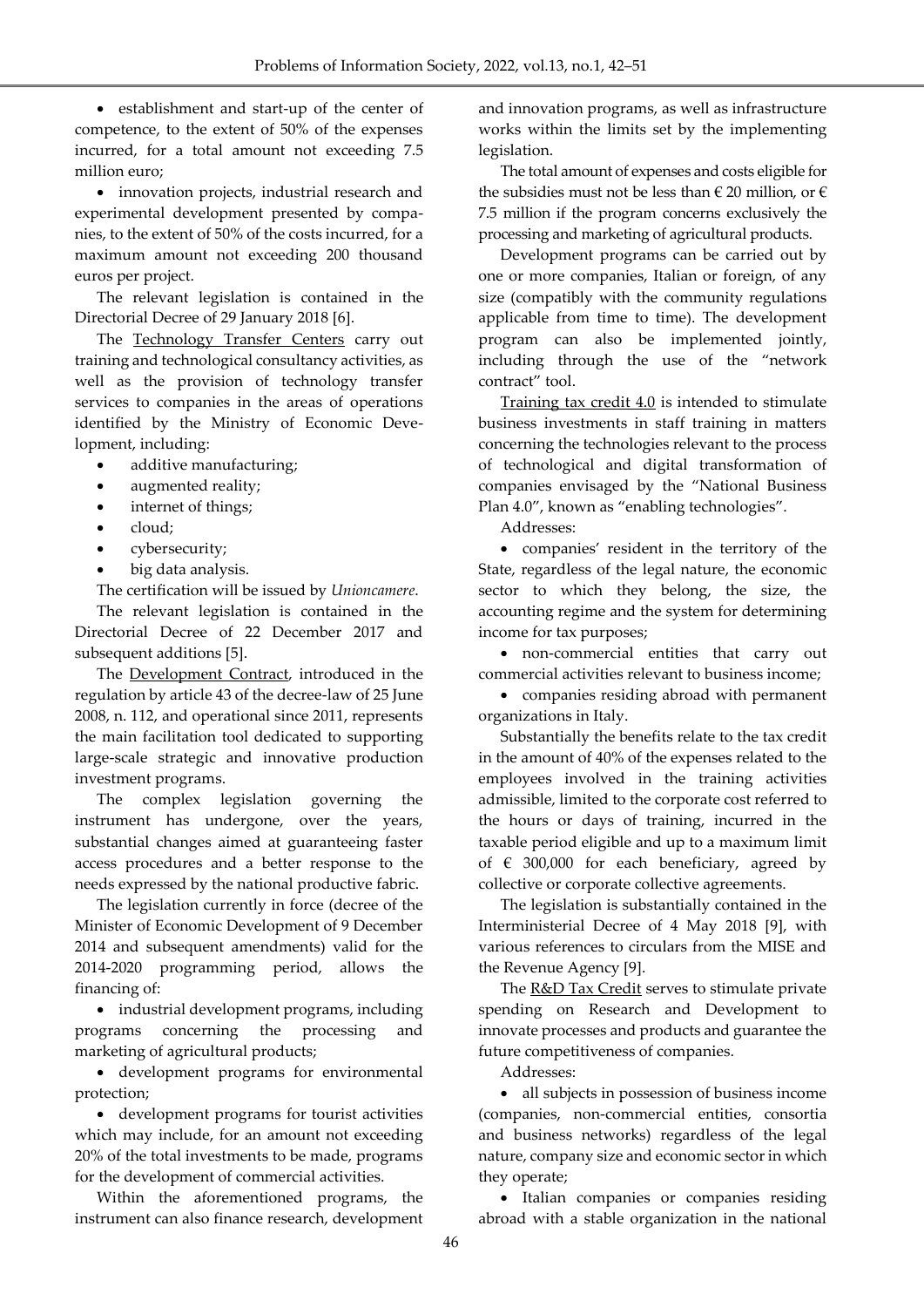- establishment and start-up of the center of competence, to the extent of 50% of the expenses incurred, for a total amount not exceeding 7.5 million euro;
- innovation projects, industrial research and experimental development presented by companies, to the extent of 50% of the costs incurred, for a maximum amount not exceeding 200 thousand euros per project.

The relevant legislation is contained in the Directorial Decree of 29 January 2018 [6].

The Technology Transfer Centers carry out training and technological consultancy activities, as well as the provision of technology transfer services to companies in the areas of operations identified by the Ministry of Economic Development, including:

- additive manufacturing;
- augmented reality;
- internet of things;
- cloud;
- cybersecurity;
- big data analysis.

The certification will be issued by *Unioncamere*.

The relevant legislation is contained in the Directorial Decree of 22 December 2017 and subsequent additions [5].

The Development Contract, introduced in the regulation by article 43 of the decree-law of 25 June 2008, n. 112, and operational since 2011, represents the main facilitation tool dedicated to supporting large-scale strategic and innovative production investment programs.

The complex legislation governing the instrument has undergone, over the years, substantial changes aimed at guaranteeing faster access procedures and a better response to the needs expressed by the national productive fabric.

The legislation currently in force (decree of the Minister of Economic Development of 9 December 2014 and subsequent amendments) valid for the 2014-2020 programming period, allows the financing of:

- industrial development programs, including programs concerning the processing and marketing of agricultural products;
- development programs for environmental protection;
- development programs for tourist activities which may include, for an amount not exceeding 20% of the total investments to be made, programs for the development of commercial activities.

Within the aforementioned programs, the instrument can also finance research, development and innovation programs, as well as infrastructure works within the limits set by the implementing legislation.

The total amount of expenses and costs eligible for the subsidies must not be less than € 20 million, or € 7.5 million if the program concerns exclusively the processing and marketing of agricultural products.

Development programs can be carried out by one or more companies, Italian or foreign, of any size (compatibly with the community regulations applicable from time to time). The development program can also be implemented jointly, including through the use of the "network contract" tool.

Training tax credit 4.0 is intended to stimulate business investments in staff training in matters concerning the technologies relevant to the process of technological and digital transformation of companies envisaged by the "National Business Plan 4.0", known as "enabling technologies".

Addresses:

- companies' resident in the territory of the State, regardless of the legal nature, the economic sector to which they belong, the size, the accounting regime and the system for determining income for tax purposes;
- non-commercial entities that carry out commercial activities relevant to business income;
- companies residing abroad with permanent organizations in Italy.

Substantially the benefits relate to the tax credit in the amount of 40% of the expenses related to the employees involved in the training activities admissible, limited to the corporate cost referred to the hours or days of training, incurred in the taxable period eligible and up to a maximum limit of € 300,000 for each beneficiary, agreed by collective or corporate collective agreements.

The legislation is substantially contained in the Interministerial Decree of 4 May 2018 [9], with various references to circulars from the MISE and the Revenue Agency [9].

The R&D Tax Credit serves to stimulate private spending on Research and Development to innovate processes and products and guarantee the future competitiveness of companies.

Addresses:

- all subjects in possession of business income (companies, non-commercial entities, consortia and business networks) regardless of the legal nature, company size and economic sector in which they operate;
- Italian companies or companies residing abroad with a stable organization in the national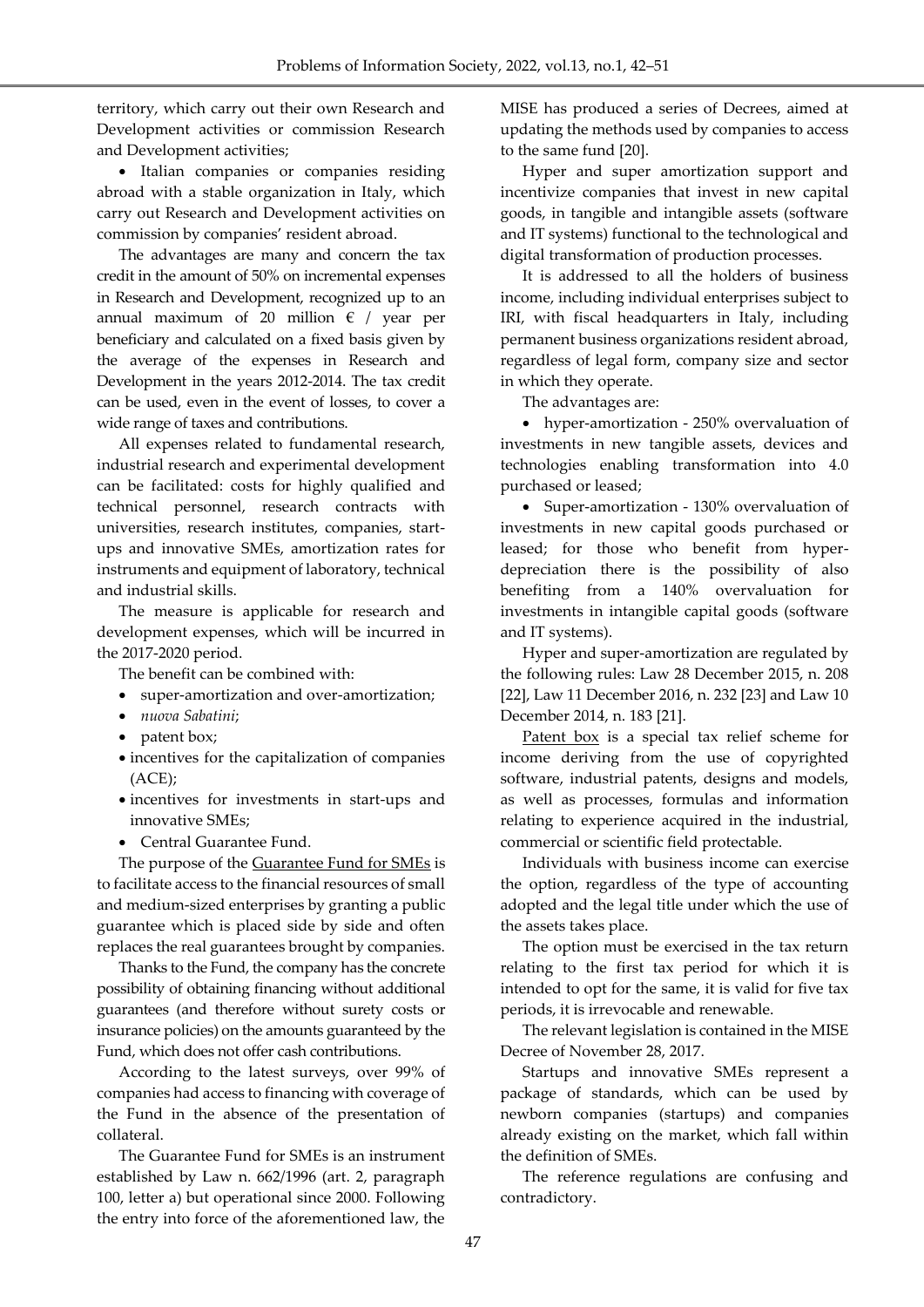territory, which carry out their own Research and Development activities or commission Research and Development activities;

- Italian companies or companies residing abroad with a stable organization in Italy, which carry out Research and Development activities on commission by companies' resident abroad.

The advantages are many and concern the tax credit in the amount of 50% on incremental expenses in Research and Development, recognized up to an annual maximum of 20 million € / year per beneficiary and calculated on a fixed basis given by the average of the expenses in Research and Development in the years 2012-2014. The tax credit can be used, even in the event of losses, to cover a wide range of taxes and contributions.

All expenses related to fundamental research, industrial research and experimental development can be facilitated: costs for highly qualified and technical personnel, research contracts with universities, research institutes, companies, start-ups and innovative SMEs, amortization rates for instruments and equipment of laboratory, technical and industrial skills.

The measure is applicable for research and development expenses, which will be incurred in the 2017-2020 period.

The benefit can be combined with:

- super-amortization and over-amortization;
- *nuova Sabatini*;
- patent box;
- incentives for the capitalization of companies (ACE);
- incentives for investments in start-ups and innovative SMEs;
- Central Guarantee Fund.

The purpose of the Guarantee Fund for SMEs is to facilitate access to the financial resources of small and medium-sized enterprises by granting a public guarantee which is placed side by side and often replaces the real guarantees brought by companies.

Thanks to the Fund, the company has the concrete possibility of obtaining financing without additional guarantees (and therefore without surety costs or insurance policies) on the amounts guaranteed by the Fund, which does not offer cash contributions.

According to the latest surveys, over 99% of companies had access to financing with coverage of the Fund in the absence of the presentation of collateral.

The Guarantee Fund for SMEs is an instrument established by Law n. 662/1996 (art. 2, paragraph 100, letter a) but operational since 2000. Following the entry into force of the aforementioned law, the MISE has produced a series of Decrees, aimed at updating the methods used by companies to access to the same fund [20].

Hyper and super amortization support and incentivize companies that invest in new capital goods, in tangible and intangible assets (software and IT systems) functional to the technological and digital transformation of production processes.

It is addressed to all the holders of business income, including individual enterprises subject to IRI, with fiscal headquarters in Italy, including permanent business organizations resident abroad, regardless of legal form, company size and sector in which they operate.

The advantages are:

- hyper-amortization - 250% overvaluation of investments in new tangible assets, devices and technologies enabling transformation into 4.0 purchased or leased;
- Super-amortization - 130% overvaluation of investments in new capital goods purchased or leased; for those who benefit from hyper-depreciation there is the possibility of also benefiting from a 140% overvaluation for investments in intangible capital goods (software and IT systems).

Hyper and super-amortization are regulated by the following rules: Law 28 December 2015, n. 208 [22], Law 11 December 2016, n. 232 [23] and Law 10 December 2014, n. 183 [21].

Patent box is a special tax relief scheme for income deriving from the use of copyrighted software, industrial patents, designs and models, as well as processes, formulas and information relating to experience acquired in the industrial, commercial or scientific field protectable.

Individuals with business income can exercise the option, regardless of the type of accounting adopted and the legal title under which the use of the assets takes place.

The option must be exercised in the tax return relating to the first tax period for which it is intended to opt for the same, it is valid for five tax periods, it is irrevocable and renewable.

The relevant legislation is contained in the MISE Decree of November 28, 2017.

Startups and innovative SMEs represent a package of standards, which can be used by newborn companies (startups) and companies already existing on the market, which fall within the definition of SMEs.

The reference regulations are confusing and contradictory.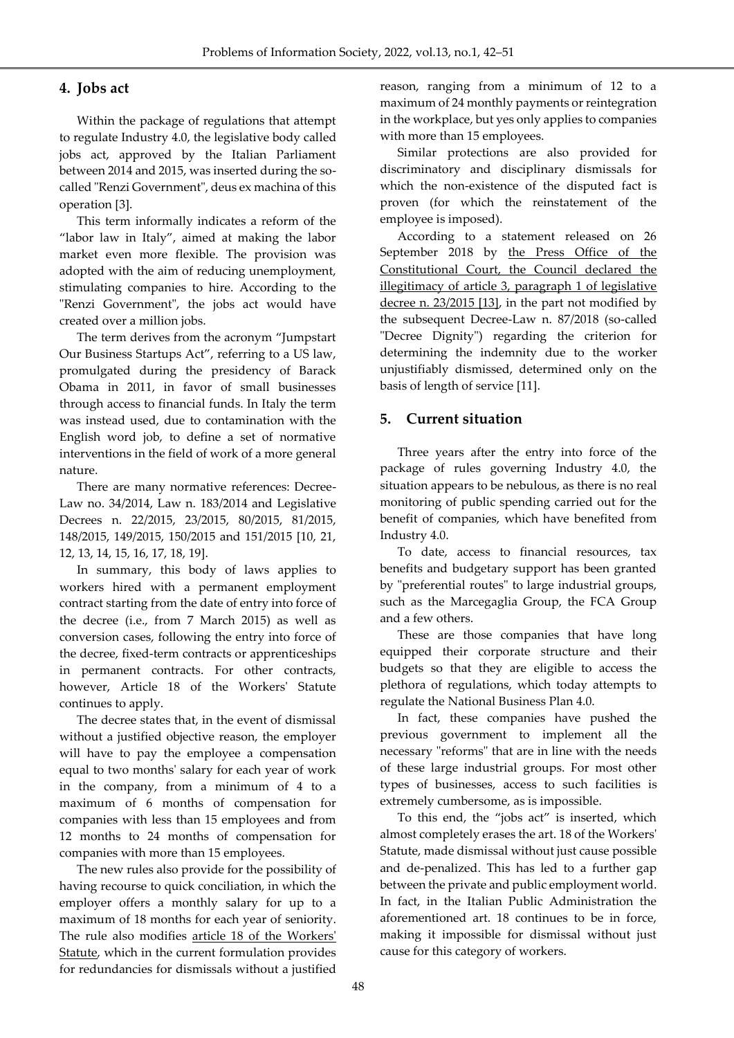## 4. Jobs act

Within the package of regulations that attempt to regulate Industry 4.0, the legislative body called jobs act, approved by the Italian Parliament between 2014 and 2015, was inserted during the so-called "Renzi Government", deus ex machina of this operation [3].

This term informally indicates a reform of the "labor law in Italy", aimed at making the labor market even more flexible. The provision was adopted with the aim of reducing unemployment, stimulating companies to hire. According to the "Renzi Government", the jobs act would have created over a million jobs.

The term derives from the acronym "Jumpstart Our Business Startups Act", referring to a US law, promulgated during the presidency of Barack Obama in 2011, in favor of small businesses through access to financial funds. In Italy the term was instead used, due to contamination with the English word job, to define a set of normative interventions in the field of work of a more general nature.

There are many normative references: Decree-Law no. 34/2014, Law n. 183/2014 and Legislative Decrees n. 22/2015, 23/2015, 80/2015, 81/2015, 148/2015, 149/2015, 150/2015 and 151/2015 [10, 21, 12, 13, 14, 15, 16, 17, 18, 19].

In summary, this body of laws applies to workers hired with a permanent employment contract starting from the date of entry into force of the decree (i.e., from 7 March 2015) as well as conversion cases, following the entry into force of the decree, fixed-term contracts or apprenticeships in permanent contracts. For other contracts, however, Article 18 of the Workers' Statute continues to apply.

The decree states that, in the event of dismissal without a justified objective reason, the employer will have to pay the employee a compensation equal to two months' salary for each year of work in the company, from a minimum of 4 to a maximum of 6 months of compensation for companies with less than 15 employees and from 12 months to 24 months of compensation for companies with more than 15 employees.

The new rules also provide for the possibility of having recourse to quick conciliation, in which the employer offers a monthly salary for up to a maximum of 18 months for each year of seniority. The rule also modifies article 18 of the Workers' Statute, which in the current formulation provides for redundancies for dismissals without a justified reason, ranging from a minimum of 12 to a maximum of 24 monthly payments or reintegration in the workplace, but yes only applies to companies with more than 15 employees.

Similar protections are also provided for discriminatory and disciplinary dismissals for which the non-existence of the disputed fact is proven (for which the reinstatement of the employee is imposed).

According to a statement released on 26 September 2018 by the Press Office of the Constitutional Court, the Council declared the illegitimacy of article 3, paragraph 1 of legislative decree n. 23/2015 [13], in the part not modified by the subsequent Decree-Law n. 87/2018 (so-called "Decree Dignity") regarding the criterion for determining the indemnity due to the worker unjustifiably dismissed, determined only on the basis of length of service [11].

## 5. Current situation

Three years after the entry into force of the package of rules governing Industry 4.0, the situation appears to be nebulous, as there is no real monitoring of public spending carried out for the benefit of companies, which have benefited from Industry 4.0.

To date, access to financial resources, tax benefits and budgetary support has been granted by "preferential routes" to large industrial groups, such as the Marcegaglia Group, the FCA Group and a few others.

These are those companies that have long equipped their corporate structure and their budgets so that they are eligible to access the plethora of regulations, which today attempts to regulate the National Business Plan 4.0.

In fact, these companies have pushed the previous government to implement all the necessary "reforms" that are in line with the needs of these large industrial groups. For most other types of businesses, access to such facilities is extremely cumbersome, as is impossible.

To this end, the "jobs act" is inserted, which almost completely erases the art. 18 of the Workers' Statute, made dismissal without just cause possible and de-penalized. This has led to a further gap between the private and public employment world. In fact, in the Italian Public Administration the aforementioned art. 18 continues to be in force, making it impossible for dismissal without just cause for this category of workers.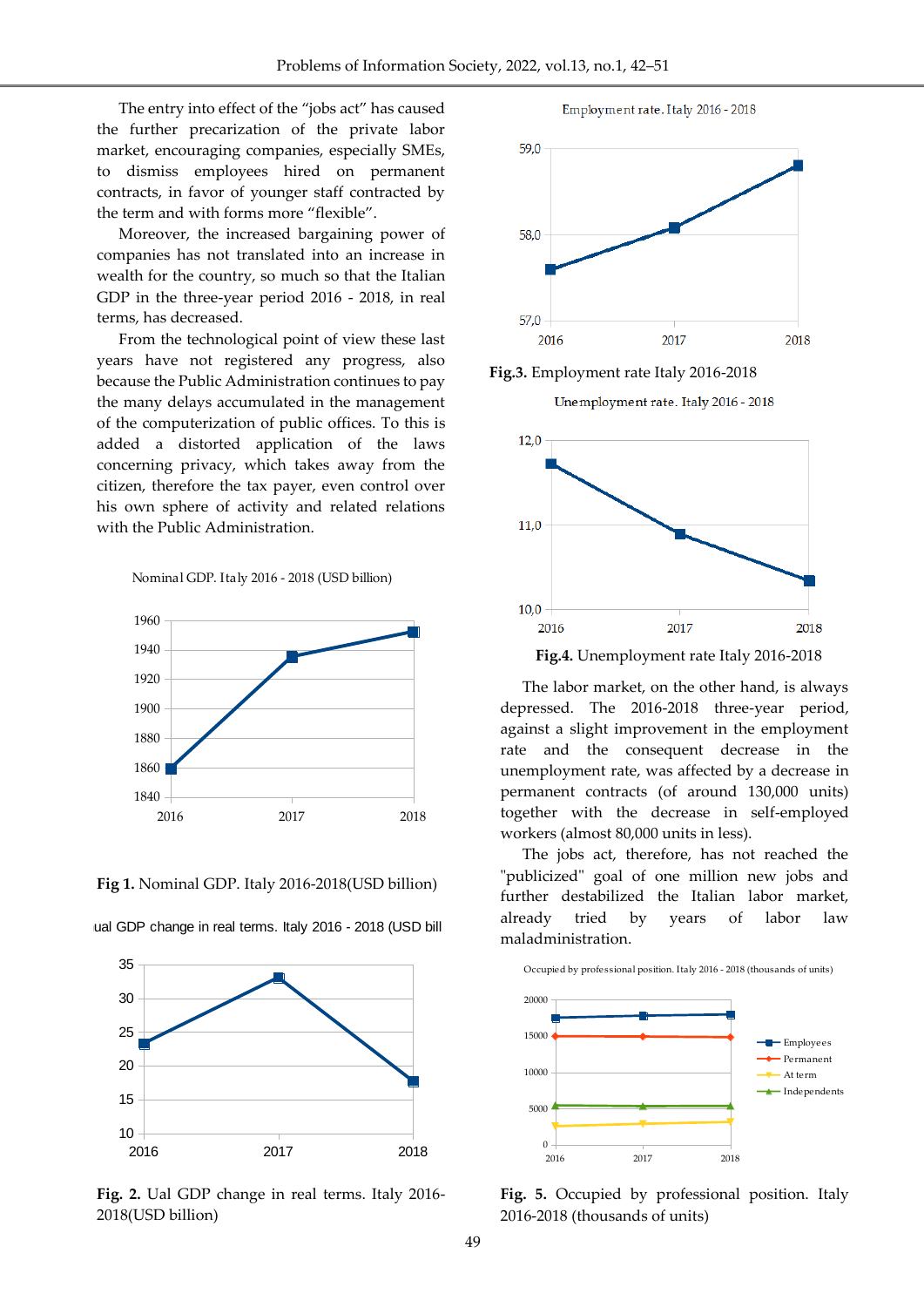The entry into effect of the "jobs act" has caused the further precarization of the private labor market, encouraging companies, especially SMEs, to dismiss employees hired on permanent contracts, in favor of younger staff contracted by the term and with forms more "flexible".

Moreover, the increased bargaining power of companies has not translated into an increase in wealth for the country, so much so that the Italian GDP in the three-year period 2016 - 2018, in real terms, has decreased.

From the technological point of view these last years have not registered any progress, also because the Public Administration continues to pay the many delays accumulated in the management of the computerization of public offices. To this is added a distorted application of the laws concerning privacy, which takes away from the citizen, therefore the tax payer, even control over his own sphere of activity and related relations with the Public Administration.

**Fig 1.** Nominal GDP. Italy 2016-2018(USD billion)

**Fig. 2.** Ual GDP change in real terms. Italy 2016-2018(USD billion)

**Fig.3.** Employment rate Italy 2016-2018

**Fig.4.** Unemployment rate Italy 2016-2018

The labor market, on the other hand, is always depressed. The 2016-2018 three-year period, against a slight improvement in the employment rate and the consequent decrease in the unemployment rate, was affected by a decrease in permanent contracts (of around 130,000 units) together with the decrease in self-employed workers (almost 80,000 units in less).

The jobs act, therefore, has not reached the "publicized" goal of one million new jobs and further destabilized the Italian labor market, already tried by years of labor law maladministration.

**Fig. 5.** Occupied by professional position. Italy 2016-2018 (thousands of units)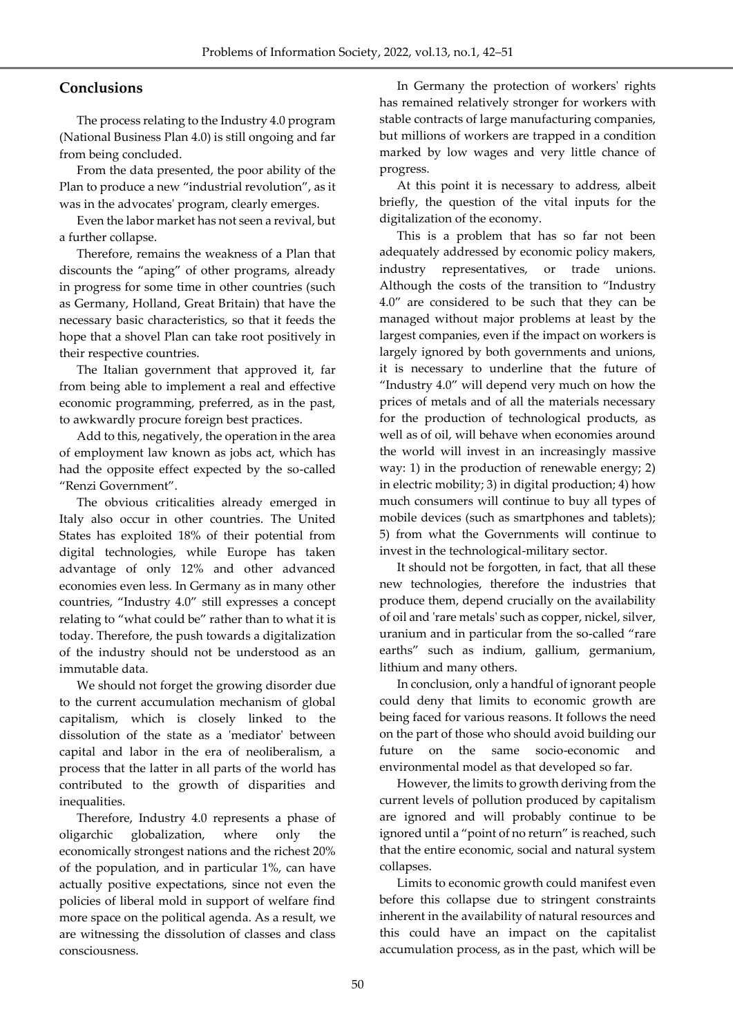## Conclusions

The process relating to the Industry 4.0 program (National Business Plan 4.0) is still ongoing and far from being concluded.

From the data presented, the poor ability of the Plan to produce a new "industrial revolution", as it was in the advocates' program, clearly emerges.

Even the labor market has not seen a revival, but a further collapse.

Therefore, remains the weakness of a Plan that discounts the "aping" of other programs, already in progress for some time in other countries (such as Germany, Holland, Great Britain) that have the necessary basic characteristics, so that it feeds the hope that a shovel Plan can take root positively in their respective countries.

The Italian government that approved it, far from being able to implement a real and effective economic programming, preferred, as in the past, to awkwardly procure foreign best practices.

Add to this, negatively, the operation in the area of employment law known as jobs act, which has had the opposite effect expected by the so-called "Renzi Government".

The obvious criticalities already emerged in Italy also occur in other countries. The United States has exploited 18% of their potential from digital technologies, while Europe has taken advantage of only 12% and other advanced economies even less. In Germany as in many other countries, "Industry 4.0" still expresses a concept relating to "what could be" rather than to what it is today. Therefore, the push towards a digitalization of the industry should not be understood as an immutable data.

We should not forget the growing disorder due to the current accumulation mechanism of global capitalism, which is closely linked to the dissolution of the state as a 'mediator' between capital and labor in the era of neoliberalism, a process that the latter in all parts of the world has contributed to the growth of disparities and inequalities.

Therefore, Industry 4.0 represents a phase of oligarchic globalization, where only the economically strongest nations and the richest 20% of the population, and in particular 1%, can have actually positive expectations, since not even the policies of liberal mold in support of welfare find more space on the political agenda. As a result, we are witnessing the dissolution of classes and class consciousness.

In Germany the protection of workers' rights has remained relatively stronger for workers with stable contracts of large manufacturing companies, but millions of workers are trapped in a condition marked by low wages and very little chance of progress.

At this point it is necessary to address, albeit briefly, the question of the vital inputs for the digitalization of the economy.

This is a problem that has so far not been adequately addressed by economic policy makers, industry representatives, or trade unions. Although the costs of the transition to "Industry 4.0" are considered to be such that they can be managed without major problems at least by the largest companies, even if the impact on workers is largely ignored by both governments and unions, it is necessary to underline that the future of "Industry 4.0" will depend very much on how the prices of metals and of all the materials necessary for the production of technological products, as well as of oil, will behave when economies around the world will invest in an increasingly massive way: 1) in the production of renewable energy; 2) in electric mobility; 3) in digital production; 4) how much consumers will continue to buy all types of mobile devices (such as smartphones and tablets); 5) from what the Governments will continue to invest in the technological-military sector.

It should not be forgotten, in fact, that all these new technologies, therefore the industries that produce them, depend crucially on the availability of oil and 'rare metals' such as copper, nickel, silver, uranium and in particular from the so-called "rare earths" such as indium, gallium, germanium, lithium and many others.

In conclusion, only a handful of ignorant people could deny that limits to economic growth are being faced for various reasons. It follows the need on the part of those who should avoid building our future on the same socio-economic and environmental model as that developed so far.

However, the limits to growth deriving from the current levels of pollution produced by capitalism are ignored and will probably continue to be ignored until a "point of no return" is reached, such that the entire economic, social and natural system collapses.

Limits to economic growth could manifest even before this collapse due to stringent constraints inherent in the availability of natural resources and this could have an impact on the capitalist accumulation process, as in the past, which will be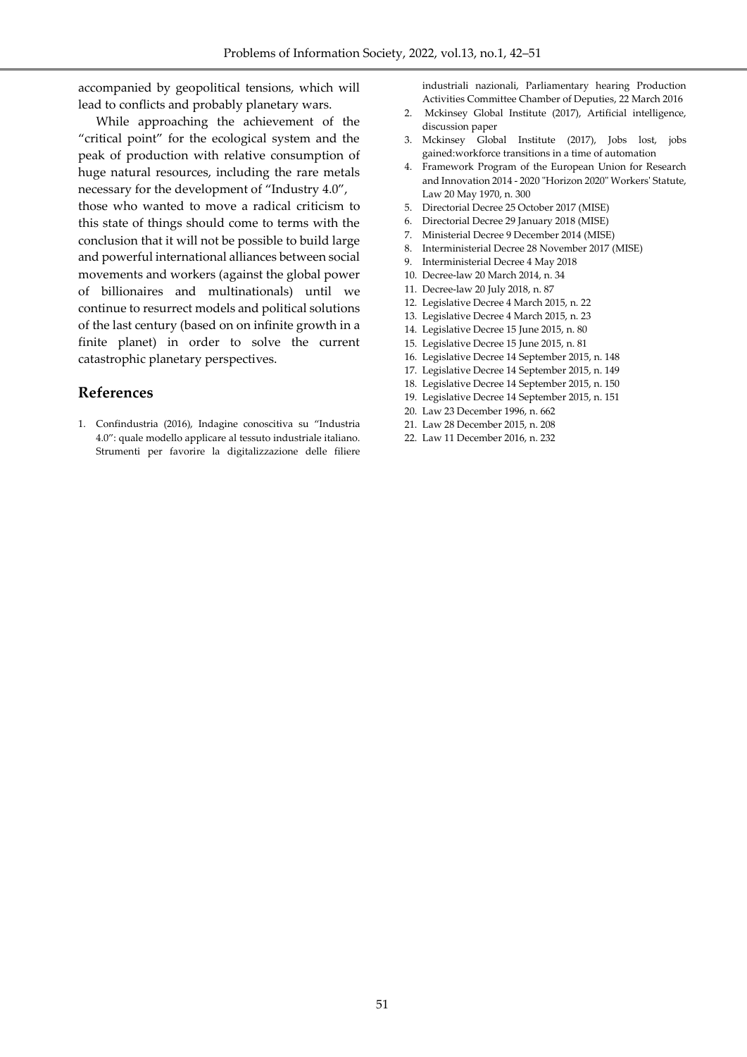accompanied by geopolitical tensions, which will lead to conflicts and probably planetary wars.

While approaching the achievement of the "critical point" for the ecological system and the peak of production with relative consumption of huge natural resources, including the rare metals necessary for the development of "Industry 4.0", those who wanted to move a radical criticism to this state of things should come to terms with the conclusion that it will not be possible to build large and powerful international alliances between social movements and workers (against the global power of billionaires and multinationals) until we continue to resurrect models and political solutions of the last century (based on on infinite growth in a finite planet) in order to solve the current catastrophic planetary perspectives.

## References

1. Confindustria (2016), Indagine conoscitiva su "Industria 4.0": quale modello applicare al tessuto industriale italiano. Strumenti per favorire la digitalizzazione delle filiere industriali nazionali, Parliamentary hearing Production Activities Committee Chamber of Deputies, 22 March 2016
2. Mckinsey Global Institute (2017), Artificial intelligence, discussion paper
3. Mckinsey Global Institute (2017), Jobs lost, jobs gained:workforce transitions in a time of automation
4. Framework Program of the European Union for Research and Innovation 2014 - 2020 "Horizon 2020" Workers' Statute, Law 20 May 1970, n. 300
5. Directorial Decree 25 October 2017 (MISE)
6. Directorial Decree 29 January 2018 (MISE)
7. Ministerial Decree 9 December 2014 (MISE)
8. Interministerial Decree 28 November 2017 (MISE)
9. Interministerial Decree 4 May 2018
10. Decree-law 20 March 2014, n. 34
11. Decree-law 20 July 2018, n. 87
12. Legislative Decree 4 March 2015, n. 22
13. Legislative Decree 4 March 2015, n. 23
14. Legislative Decree 15 June 2015, n. 80
15. Legislative Decree 15 June 2015, n. 81
16. Legislative Decree 14 September 2015, n. 148
17. Legislative Decree 14 September 2015, n. 149
18. Legislative Decree 14 September 2015, n. 150
19. Legislative Decree 14 September 2015, n. 151
20. Law 23 December 1996, n. 662
21. Law 28 December 2015, n. 208
22. Law 11 December 2016, n. 232